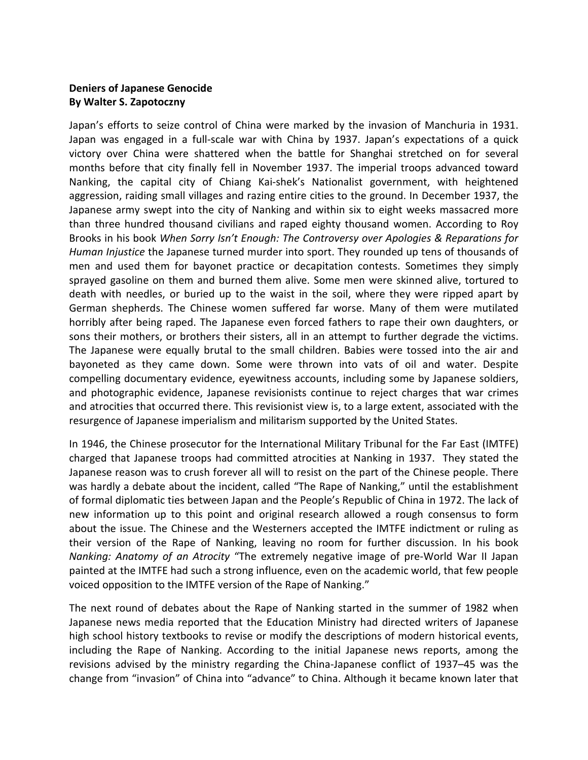**Deniers of Japanese Genocide**
**By Walter S. Zapotoczny**

Japan's efforts to seize control of China were marked by the invasion of Manchuria in 1931. Japan was engaged in a full-scale war with China by 1937. Japan's expectations of a quick victory over China were shattered when the battle for Shanghai stretched on for several months before that city finally fell in November 1937. The imperial troops advanced toward Nanking, the capital city of Chiang Kai-shek's Nationalist government, with heightened aggression, raiding small villages and razing entire cities to the ground. In December 1937, the Japanese army swept into the city of Nanking and within six to eight weeks massacred more than three hundred thousand civilians and raped eighty thousand women. According to Roy Brooks in his book *When Sorry Isn't Enough: The Controversy over Apologies & Reparations for Human Injustice* the Japanese turned murder into sport. They rounded up tens of thousands of men and used them for bayonet practice or decapitation contests. Sometimes they simply sprayed gasoline on them and burned them alive. Some men were skinned alive, tortured to death with needles, or buried up to the waist in the soil, where they were ripped apart by German shepherds. The Chinese women suffered far worse. Many of them were mutilated horribly after being raped. The Japanese even forced fathers to rape their own daughters, or sons their mothers, or brothers their sisters, all in an attempt to further degrade the victims. The Japanese were equally brutal to the small children. Babies were tossed into the air and bayoneted as they came down. Some were thrown into vats of oil and water. Despite compelling documentary evidence, eyewitness accounts, including some by Japanese soldiers, and photographic evidence, Japanese revisionists continue to reject charges that war crimes and atrocities that occurred there. This revisionist view is, to a large extent, associated with the resurgence of Japanese imperialism and militarism supported by the United States.

In 1946, the Chinese prosecutor for the International Military Tribunal for the Far East (IMTFE) charged that Japanese troops had committed atrocities at Nanking in 1937. They stated the Japanese reason was to crush forever all will to resist on the part of the Chinese people. There was hardly a debate about the incident, called "The Rape of Nanking," until the establishment of formal diplomatic ties between Japan and the People's Republic of China in 1972. The lack of new information up to this point and original research allowed a rough consensus to form about the issue. The Chinese and the Westerners accepted the IMTFE indictment or ruling as their version of the Rape of Nanking, leaving no room for further discussion. In his book *Nanking: Anatomy of an Atrocity* "The extremely negative image of pre-World War II Japan painted at the IMTFE had such a strong influence, even on the academic world, that few people voiced opposition to the IMTFE version of the Rape of Nanking."

The next round of debates about the Rape of Nanking started in the summer of 1982 when Japanese news media reported that the Education Ministry had directed writers of Japanese high school history textbooks to revise or modify the descriptions of modern historical events, including the Rape of Nanking. According to the initial Japanese news reports, among the revisions advised by the ministry regarding the China-Japanese conflict of 1937–45 was the change from "invasion" of China into "advance" to China. Although it became known later that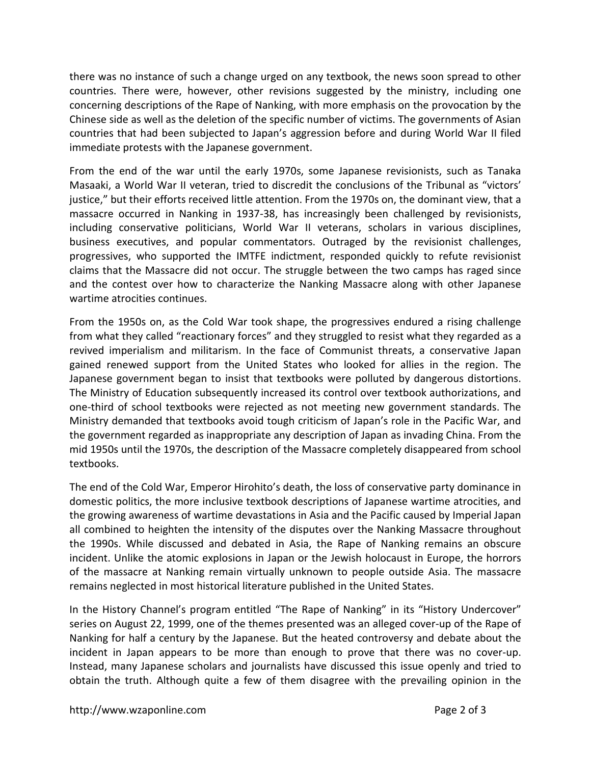there was no instance of such a change urged on any textbook, the news soon spread to other countries. There were, however, other revisions suggested by the ministry, including one concerning descriptions of the Rape of Nanking, with more emphasis on the provocation by the Chinese side as well as the deletion of the specific number of victims. The governments of Asian countries that had been subjected to Japan's aggression before and during World War II filed immediate protests with the Japanese government.

From the end of the war until the early 1970s, some Japanese revisionists, such as Tanaka Masaaki, a World War II veteran, tried to discredit the conclusions of the Tribunal as "victors' justice," but their efforts received little attention. From the 1970s on, the dominant view, that a massacre occurred in Nanking in 1937-38, has increasingly been challenged by revisionists, including conservative politicians, World War II veterans, scholars in various disciplines, business executives, and popular commentators. Outraged by the revisionist challenges, progressives, who supported the IMTFE indictment, responded quickly to refute revisionist claims that the Massacre did not occur. The struggle between the two camps has raged since and the contest over how to characterize the Nanking Massacre along with other Japanese wartime atrocities continues.

From the 1950s on, as the Cold War took shape, the progressives endured a rising challenge from what they called "reactionary forces" and they struggled to resist what they regarded as a revived imperialism and militarism. In the face of Communist threats, a conservative Japan gained renewed support from the United States who looked for allies in the region. The Japanese government began to insist that textbooks were polluted by dangerous distortions. The Ministry of Education subsequently increased its control over textbook authorizations, and one-third of school textbooks were rejected as not meeting new government standards. The Ministry demanded that textbooks avoid tough criticism of Japan's role in the Pacific War, and the government regarded as inappropriate any description of Japan as invading China. From the mid 1950s until the 1970s, the description of the Massacre completely disappeared from school textbooks.

The end of the Cold War, Emperor Hirohito's death, the loss of conservative party dominance in domestic politics, the more inclusive textbook descriptions of Japanese wartime atrocities, and the growing awareness of wartime devastations in Asia and the Pacific caused by Imperial Japan all combined to heighten the intensity of the disputes over the Nanking Massacre throughout the 1990s. While discussed and debated in Asia, the Rape of Nanking remains an obscure incident. Unlike the atomic explosions in Japan or the Jewish holocaust in Europe, the horrors of the massacre at Nanking remain virtually unknown to people outside Asia. The massacre remains neglected in most historical literature published in the United States.

In the History Channel's program entitled "The Rape of Nanking" in its "History Undercover" series on August 22, 1999, one of the themes presented was an alleged cover-up of the Rape of Nanking for half a century by the Japanese. But the heated controversy and debate about the incident in Japan appears to be more than enough to prove that there was no cover-up. Instead, many Japanese scholars and journalists have discussed this issue openly and tried to obtain the truth. Although quite a few of them disagree with the prevailing opinion in the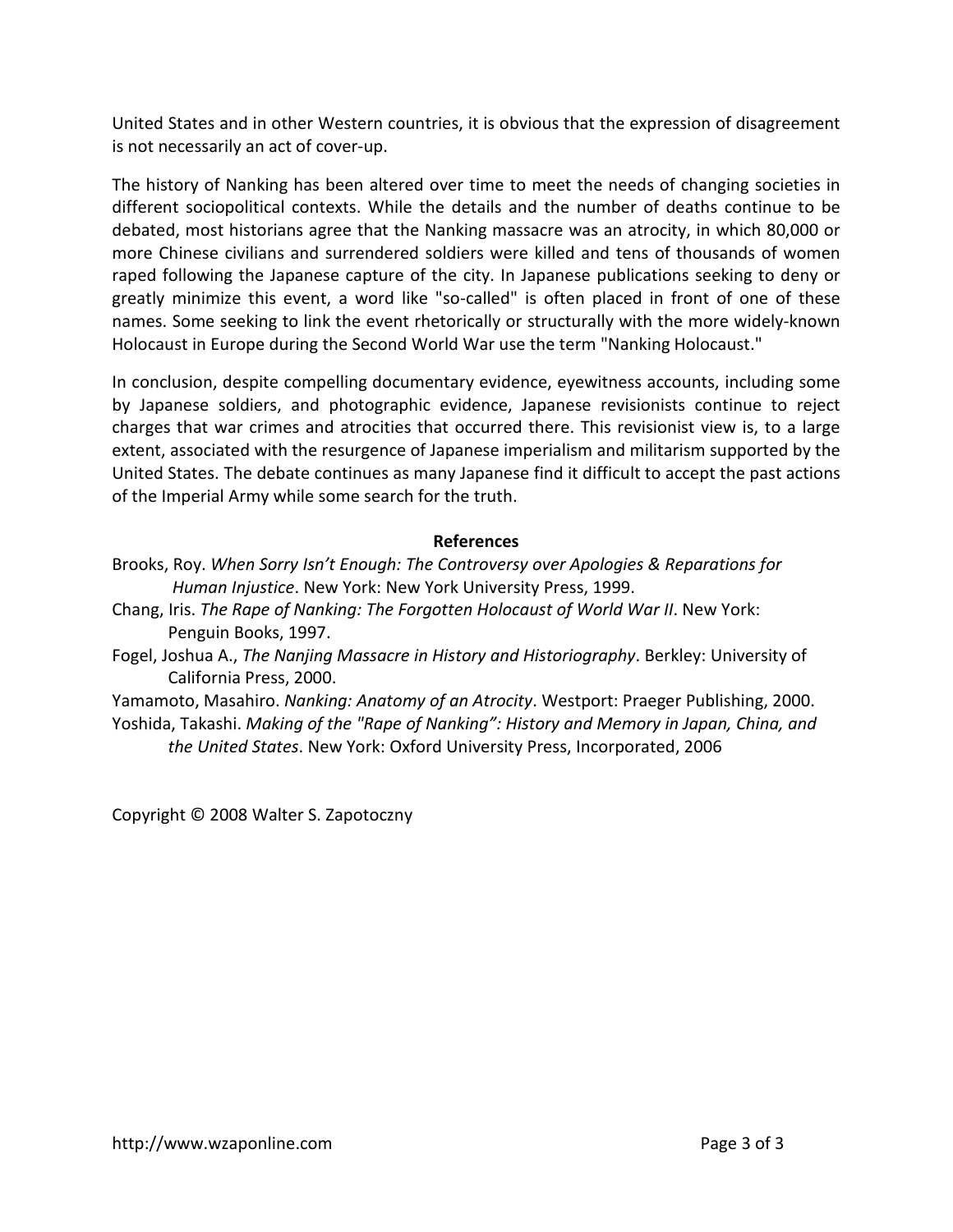United States and in other Western countries, it is obvious that the expression of disagreement is not necessarily an act of cover-up.

The history of Nanking has been altered over time to meet the needs of changing societies in different sociopolitical contexts. While the details and the number of deaths continue to be debated, most historians agree that the Nanking massacre was an atrocity, in which 80,000 or more Chinese civilians and surrendered soldiers were killed and tens of thousands of women raped following the Japanese capture of the city. In Japanese publications seeking to deny or greatly minimize this event, a word like "so-called" is often placed in front of one of these names. Some seeking to link the event rhetorically or structurally with the more widely-known Holocaust in Europe during the Second World War use the term "Nanking Holocaust."

In conclusion, despite compelling documentary evidence, eyewitness accounts, including some by Japanese soldiers, and photographic evidence, Japanese revisionists continue to reject charges that war crimes and atrocities that occurred there. This revisionist view is, to a large extent, associated with the resurgence of Japanese imperialism and militarism supported by the United States. The debate continues as many Japanese find it difficult to accept the past actions of the Imperial Army while some search for the truth.

**References**

Brooks, Roy. *When Sorry Isn't Enough: The Controversy over Apologies & Reparations for Human Injustice*. New York: New York University Press, 1999.

Chang, Iris. *The Rape of Nanking: The Forgotten Holocaust of World War II*. New York: Penguin Books, 1997.

Fogel, Joshua A., *The Nanjing Massacre in History and Historiography*. Berkley: University of California Press, 2000.

Yamamoto, Masahiro. *Nanking: Anatomy of an Atrocity*. Westport: Praeger Publishing, 2000.

Yoshida, Takashi. *Making of the "Rape of Nanking": History and Memory in Japan, China, and the United States*. New York: Oxford University Press, Incorporated, 2006

Copyright © 2008 Walter S. Zapotoczny